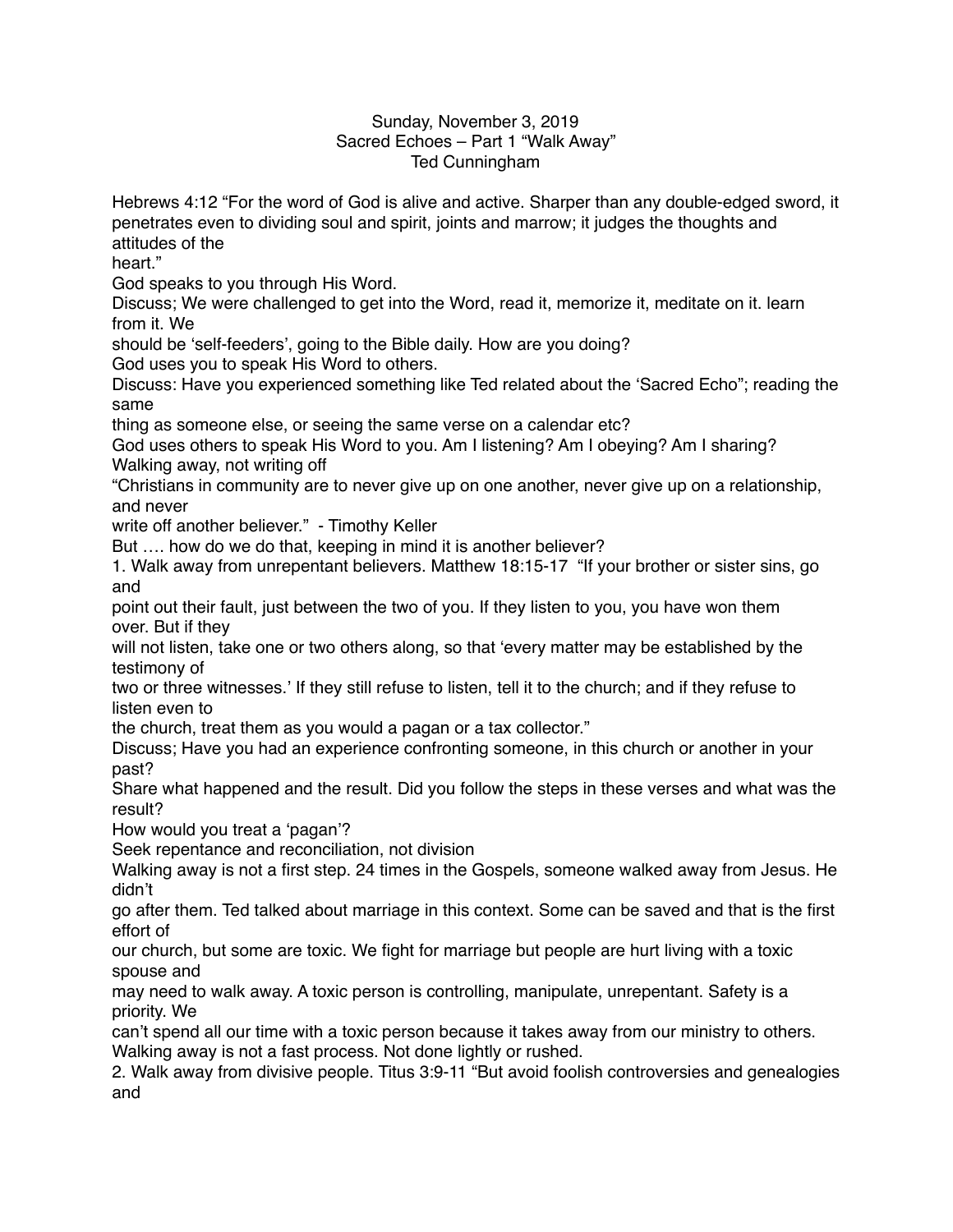Sunday, November 3, 2019
Sacred Echoes – Part 1 "Walk Away"
Ted Cunningham

Hebrews 4:12 "For the word of God is alive and active. Sharper than any double-edged sword, it penetrates even to dividing soul and spirit, joints and marrow; it judges the thoughts and attitudes of the heart."

God speaks to you through His Word.

Discuss; We were challenged to get into the Word, read it, memorize it, meditate on it. learn from it. We should be 'self-feeders', going to the Bible daily. How are you doing?

God uses you to speak His Word to others.

Discuss: Have you experienced something like Ted related about the 'Sacred Echo"; reading the same thing as someone else, or seeing the same verse on a calendar etc?

God uses others to speak His Word to you. Am I listening? Am I obeying? Am I sharing?

Walking away, not writing off

"Christians in community are to never give up on one another, never give up on a relationship, and never write off another believer." - Timothy Keller

But …. how do we do that, keeping in mind it is another believer?

1. Walk away from unrepentant believers. Matthew 18:15-17 "If your brother or sister sins, go and point out their fault, just between the two of you. If they listen to you, you have won them over. But if they will not listen, take one or two others along, so that 'every matter may be established by the testimony of two or three witnesses.' If they still refuse to listen, tell it to the church; and if they refuse to listen even to the church, treat them as you would a pagan or a tax collector."

Discuss; Have you had an experience confronting someone, in this church or another in your past? Share what happened and the result. Did you follow the steps in these verses and what was the result?

How would you treat a 'pagan'?

Seek repentance and reconciliation, not division

Walking away is not a first step. 24 times in the Gospels, someone walked away from Jesus. He didn't go after them. Ted talked about marriage in this context. Some can be saved and that is the first effort of our church, but some are toxic. We fight for marriage but people are hurt living with a toxic spouse and may need to walk away. A toxic person is controlling, manipulate, unrepentant. Safety is a priority. We can't spend all our time with a toxic person because it takes away from our ministry to others.

Walking away is not a fast process. Not done lightly or rushed.

2. Walk away from divisive people. Titus 3:9-11 "But avoid foolish controversies and genealogies and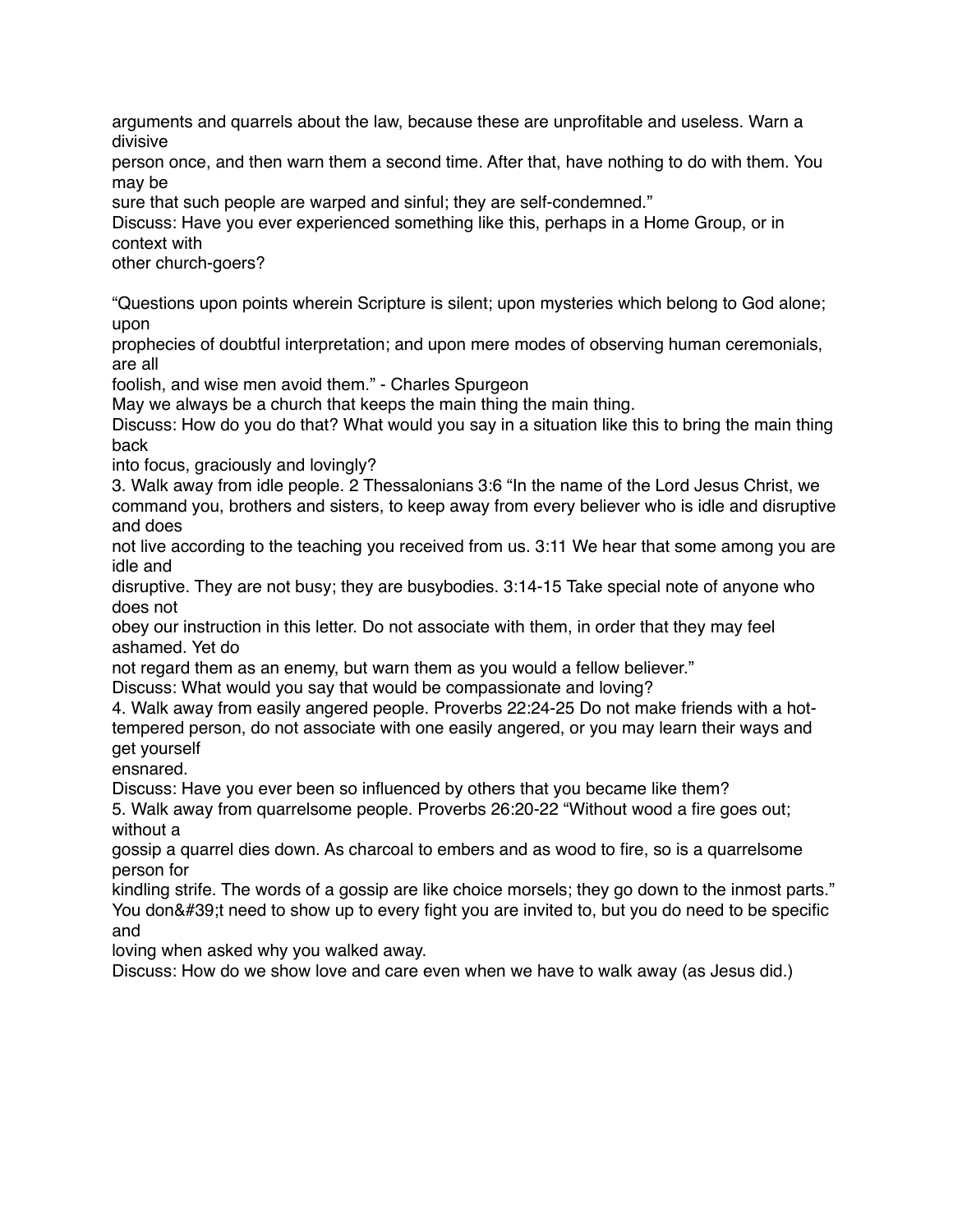arguments and quarrels about the law, because these are unprofitable and useless. Warn a divisive person once, and then warn them a second time. After that, have nothing to do with them. You may be sure that such people are warped and sinful; they are self-condemned."

Discuss: Have you ever experienced something like this, perhaps in a Home Group, or in context with other church-goers?

"Questions upon points wherein Scripture is silent; upon mysteries which belong to God alone; upon prophecies of doubtful interpretation; and upon mere modes of observing human ceremonials, are all foolish, and wise men avoid them." - Charles Spurgeon

May we always be a church that keeps the main thing the main thing.

Discuss: How do you do that? What would you say in a situation like this to bring the main thing back into focus, graciously and lovingly?

3. Walk away from idle people. 2 Thessalonians 3:6 "In the name of the Lord Jesus Christ, we command you, brothers and sisters, to keep away from every believer who is idle and disruptive and does not live according to the teaching you received from us. 3:11 We hear that some among you are idle and disruptive. They are not busy; they are busybodies. 3:14-15 Take special note of anyone who does not obey our instruction in this letter. Do not associate with them, in order that they may feel ashamed. Yet do not regard them as an enemy, but warn them as you would a fellow believer."

Discuss: What would you say that would be compassionate and loving?

4. Walk away from easily angered people. Proverbs 22:24-25 Do not make friends with a hot-tempered person, do not associate with one easily angered, or you may learn their ways and get yourself ensnared.

Discuss: Have you ever been so influenced by others that you became like them?

5. Walk away from quarrelsome people. Proverbs 26:20-22 "Without wood a fire goes out; without a gossip a quarrel dies down. As charcoal to embers and as wood to fire, so is a quarrelsome person for kindling strife. The words of a gossip are like choice morsels; they go down to the inmost parts."

You don&#39;t need to show up to every fight you are invited to, but you do need to be specific and loving when asked why you walked away.

Discuss: How do we show love and care even when we have to walk away (as Jesus did.)